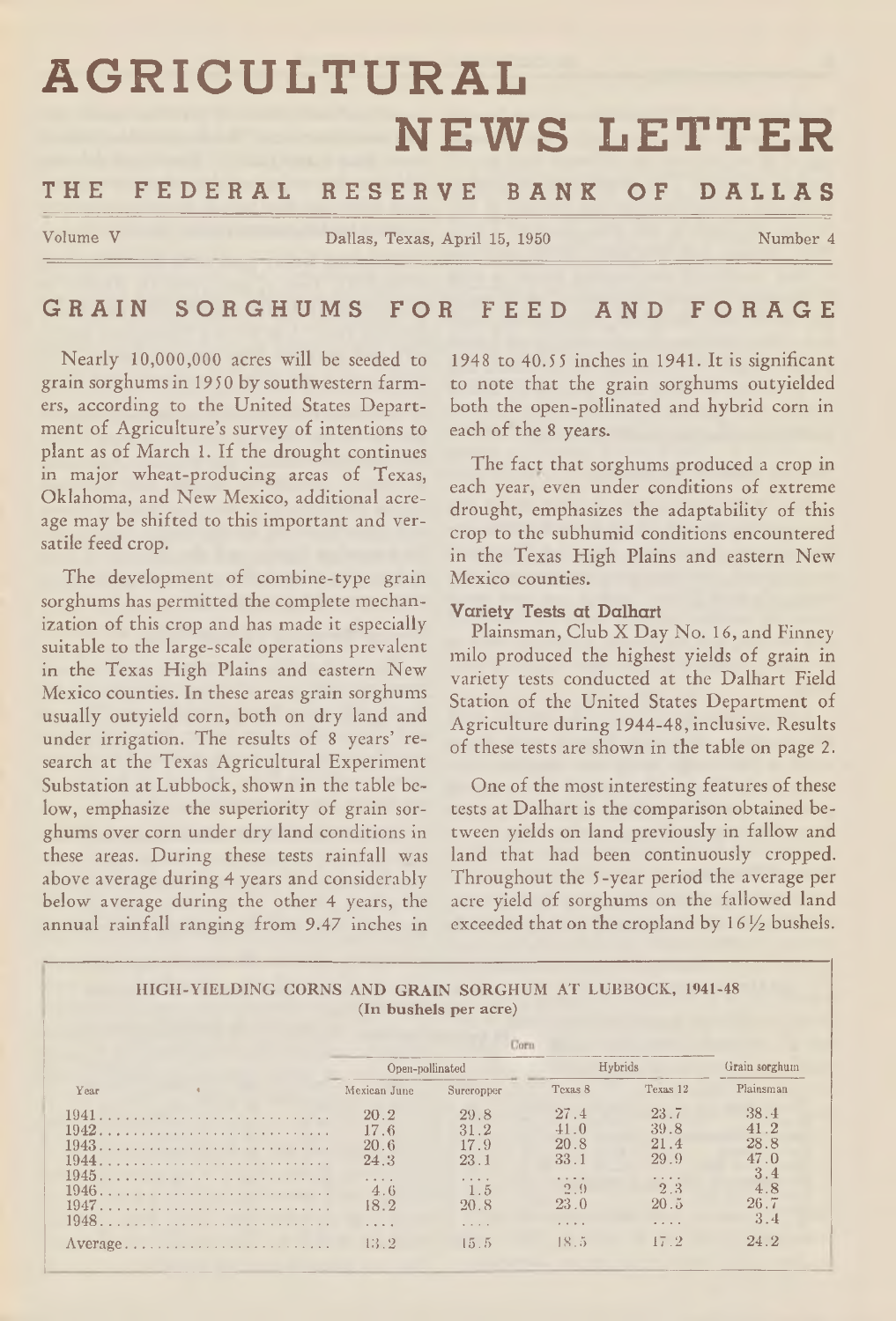# AGRICULTURAL NEWS LETTER

## THE FEDERAL RESERVE BANK OF DALLAS

Volume V — Dallas, Texas, April 15, 1950 — Number 4

## GRAIN SORGHUMS FOR FEED AND FORAGE

Nearly 10,000,000 acres will be seeded to grain sorghums in 1950 by southwestern farmers, according to the United States Department of Agriculture's survey of intentions to plant as of March 1. If the drought continues in major wheat-producing areas of Texas, Oklahoma, and New Mexico, additional acreage may be shifted to this important and versatile feed crop.

The development of combine-type grain sorghums has permitted the complete mechanization of this crop and has made it especially suitable to the large-scale operations prevalent in the Texas High Plains and eastern New Mexico counties. In these areas grain sorghums usually outyield corn, both on dry land and under irrigation. The results of 8 years' research at the Texas Agricultural Experiment Substation at Lubbock, shown in the table below, emphasize the superiority of grain sorghums over corn under dry land conditions in these areas. During these tests rainfall was above average during 4 years and considerably below average during the other 4 years, the annual rainfall ranging from 9.47 inches in 1948 to 40.55 inches in 1941. It is significant to note that the grain sorghums outyielded both the open-pollinated and hybrid corn in each of the 8 years.

The fact that sorghums produced a crop in each year, even under conditions of extreme drought, emphasizes the adaptability of this crop to the subhumid conditions encountered in the Texas High Plains and eastern New Mexico counties.

### Variety Tests at Dalhart

Plainsman, Club X Day No. 16, and Finney milo produced the highest yields of grain in variety tests conducted at the Dalhart Field Station of the United States Department of Agriculture during 1944-48, inclusive. Results of these tests are shown in the table on page 2.

One of the most interesting features of these tests at Dalhart is the comparison obtained between yields on land previously in fallow and land that had been continuously cropped. Throughout the 5-year period the average per acre yield of sorghums on the fallowed land exceeded that on the cropland by 16½ bushels.

**HIGH-YIELDING CORNS AND GRAIN SORGHUM AT LUBBOCK, 1941-48**
**(In bushels per acre)**

| | Corn | | | | |
|---|---|---|---|---|---|
| | Open-pollinated | | Hybrids | | Grain sorghum |
| Year | Mexican June | Surecropper | Texas 8 | Texas 12 | Plainsman |
| 1941 | 20.2 | 29.8 | 27.4 | 23.7 | 38.4 |
| 1942 | 17.6 | 31.2 | 41.0 | 39.8 | 41.2 |
| 1943 | 20.6 | 17.9 | 20.8 | 21.4 | 28.8 |
| 1944 | 24.3 | 23.1 | 33.1 | 29.9 | 47.0 |
| 1945 | .... | .... | .... | .... | 3.4 |
| 1946 | 4.6 | 1.5 | 2.9 | 2.3 | 4.8 |
| 1947 | 18.2 | 20.8 | 23.0 | 20.5 | 26.7 |
| 1948 | .... | .... | .... | .... | 3.4 |
| Average | 13.2 | 15.5 | 18.5 | 17.2 | 24.2 |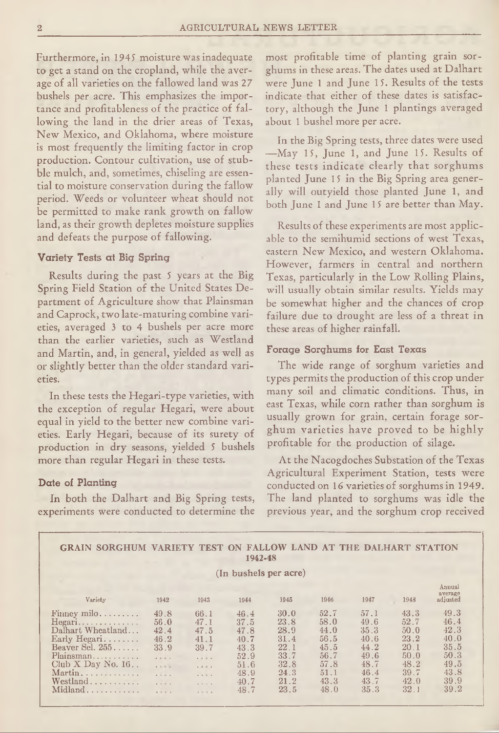Furthermore, in 1945 moisture was inadequate to get a stand on the cropland, while the average of all varieties on the fallowed land was 27 bushels per acre. This emphasizes the importance and profitableness of the practice of fallowing the land in the drier areas of Texas, New Mexico, and Oklahoma, where moisture is most frequently the limiting factor in crop production. Contour cultivation, use of stubble mulch, and, sometimes, chiseling are essential to moisture conservation during the fallow period. Weeds or volunteer wheat should not be permitted to make rank growth on fallow land, as their growth depletes moisture supplies and defeats the purpose of fallowing.

### Variety Tests at Big Spring

Results during the past 5 years at the Big Spring Field Station of the United States Department of Agriculture show that Plainsman and Caprock, two late-maturing combine varieties, averaged 3 to 4 bushels per acre more than the earlier varieties, such as Westland and Martin, and, in general, yielded as well as or slightly better than the older standard varieties.

In these tests the Hegari-type varieties, with the exception of regular Hegari, were about equal in yield to the better new combine varieties. Early Hegari, because of its surety of production in dry seasons, yielded 5 bushels more than regular Hegari in these tests.

### Date of Planting

In both the Dalhart and Big Spring tests, experiments were conducted to determine the most profitable time of planting grain sorghums in these areas. The dates used at Dalhart were June 1 and June 15. Results of the tests indicate that either of these dates is satisfactory, although the June 1 plantings averaged about 1 bushel more per acre.

In the Big Spring tests, three dates were used —May 15, June 1, and June 15. Results of these tests indicate clearly that sorghums planted June 15 in the Big Spring area generally will outyield those planted June 1, and both June 1 and June 15 are better than May.

Results of these experiments are most applicable to the semihumid sections of west Texas, eastern New Mexico, and western Oklahoma. However, farmers in central and northern Texas, particularly in the Low Rolling Plains, will usually obtain similar results. Yields may be somewhat higher and the chances of crop failure due to drought are less of a threat in these areas of higher rainfall.

### Forage Sorghums for East Texas

The wide range of sorghum varieties and types permits the production of this crop under many soil and climatic conditions. Thus, in east Texas, while corn rather than sorghum is usually grown for grain, certain forage sorghum varieties have proved to be highly profitable for the production of silage.

At the Nacogdoches Substation of the Texas Agricultural Experiment Station, tests were conducted on 16 varieties of sorghums in 1949. The land planted to sorghums was idle the previous year, and the sorghum crop received

**GRAIN SORGHUM VARIETY TEST ON FALLOW LAND AT THE DALHART STATION 1942-48**

(In bushels per acre)

| Variety | 1942 | 1943 | 1944 | 1945 | 1946 | 1947 | 1948 | Annual average adjusted |
|---|---|---|---|---|---|---|---|---|
| Finney milo | 49.8 | 66.1 | 46.4 | 30.0 | 52.7 | 57.1 | 43.3 | 49.3 |
| Hegari | 56.0 | 47.1 | 37.5 | 23.8 | 58.0 | 49.6 | 52.7 | 46.4 |
| Dalhart Wheatland | 42.4 | 47.5 | 47.8 | 28.9 | 44.0 | 35.3 | 50.0 | 42.3 |
| Early Hegari | 46.2 | 41.1 | 40.7 | 31.4 | 56.5 | 40.6 | 23.2 | 40.0 |
| Beaver Sel. 255 | 33.9 | 39.7 | 43.3 | 22.1 | 45.5 | 44.2 | 20.1 | 35.5 |
| Plainsman | .... | .... | 52.9 | 33.7 | 56.7 | 49.6 | 50.0 | 50.3 |
| Club X Day No. 16 | .... | .... | 51.6 | 32.8 | 57.8 | 48.7 | 48.2 | 49.5 |
| Martin | .... | .... | 48.9 | 24.3 | 51.1 | 46.4 | 39.7 | 43.8 |
| Westland | .... | .... | 40.7 | 21.2 | 43.3 | 43.7 | 42.0 | 39.9 |
| Midland | .... | .... | 48.7 | 23.5 | 48.0 | 35.3 | 32.1 | 39.2 |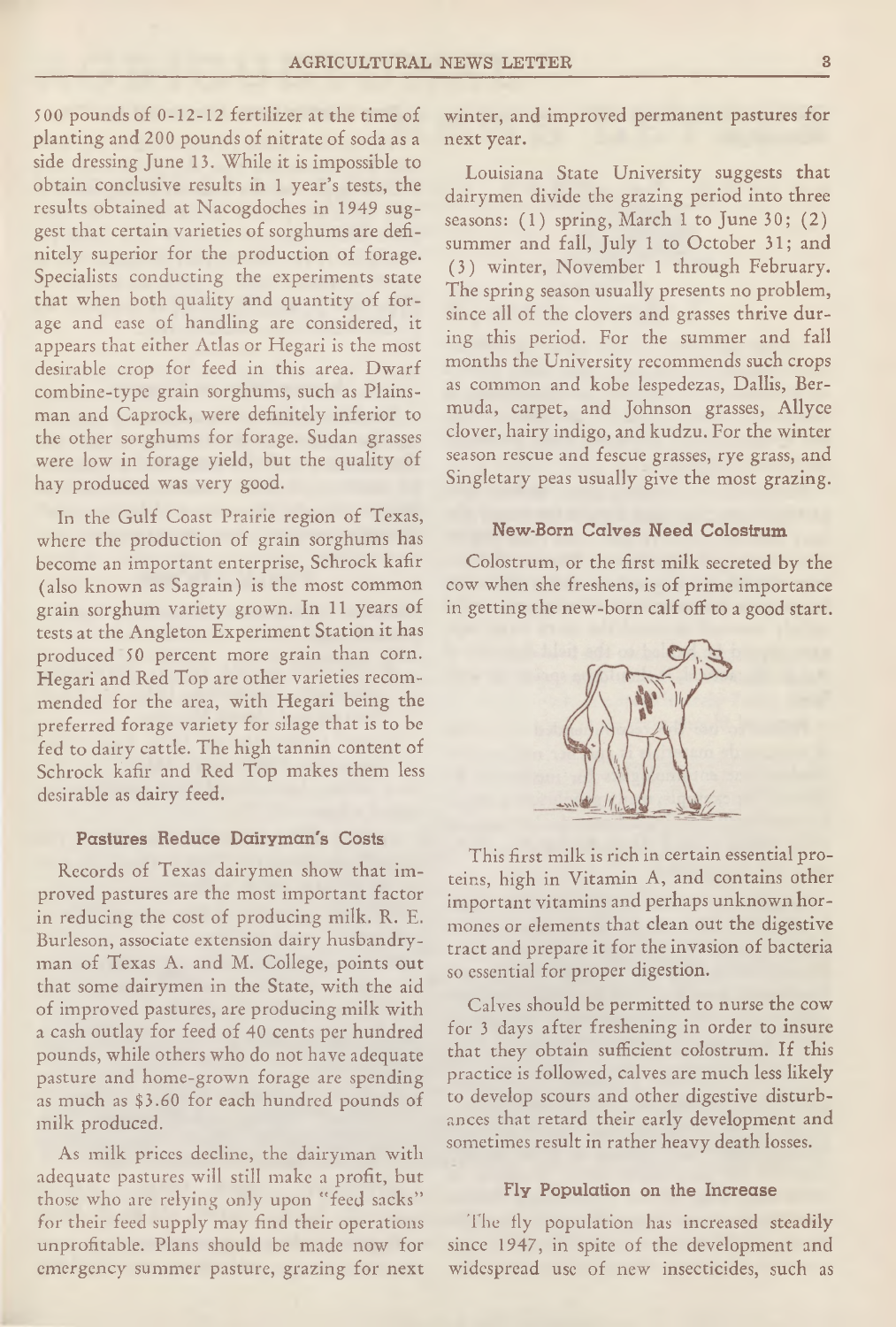500 pounds of 0-12-12 fertilizer at the time of planting and 200 pounds of nitrate of soda as a side dressing June 13. While it is impossible to obtain conclusive results in 1 year's tests, the results obtained at Nacogdoches in 1949 suggest that certain varieties of sorghums are definitely superior for the production of forage. Specialists conducting the experiments state that when both quality and quantity of forage and ease of handling are considered, it appears that either Atlas or Hegari is the most desirable crop for feed in this area. Dwarf combine-type grain sorghums, such as Plainsman and Caprock, were definitely inferior to the other sorghums for forage. Sudan grasses were low in forage yield, but the quality of hay produced was very good.

In the Gulf Coast Prairie region of Texas, where the production of grain sorghums has become an important enterprise, Schrock kafir (also known as Sagrain) is the most common grain sorghum variety grown. In 11 years of tests at the Angleton Experiment Station it has produced 50 percent more grain than corn. Hegari and Red Top are other varieties recommended for the area, with Hegari being the preferred forage variety for silage that is to be fed to dairy cattle. The high tannin content of Schrock kafir and Red Top makes them less desirable as dairy feed.

### Pastures Reduce Dairyman's Costs

Records of Texas dairymen show that improved pastures are the most important factor in reducing the cost of producing milk. R. E. Burleson, associate extension dairy husbandryman of Texas A. and M. College, points out that some dairymen in the State, with the aid of improved pastures, are producing milk with a cash outlay for feed of 40 cents per hundred pounds, while others who do not have adequate pasture and home-grown forage are spending as much as $3.60 for each hundred pounds of milk produced.

As milk prices decline, the dairyman with adequate pastures will still make a profit, but those who are relying only upon "feed sacks" for their feed supply may find their operations unprofitable. Plans should be made now for emergency summer pasture, grazing for next winter, and improved permanent pastures for next year.

Louisiana State University suggests that dairymen divide the grazing period into three seasons: (1) spring, March 1 to June 30; (2) summer and fall, July 1 to October 31; and (3) winter, November 1 through February. The spring season usually presents no problem, since all of the clovers and grasses thrive during this period. For the summer and fall months the University recommends such crops as common and kobe lespedezas, Dallis, Bermuda, carpet, and Johnson grasses, Allyce clover, hairy indigo, and kudzu. For the winter season rescue and fescue grasses, rye grass, and Singletary peas usually give the most grazing.

### New-Born Calves Need Colostrum

Colostrum, or the first milk secreted by the cow when she freshens, is of prime importance in getting the new-born calf off to a good start.

This first milk is rich in certain essential proteins, high in Vitamin A, and contains other important vitamins and perhaps unknown hormones or elements that clean out the digestive tract and prepare it for the invasion of bacteria so essential for proper digestion.

Calves should be permitted to nurse the cow for 3 days after freshening in order to insure that they obtain sufficient colostrum. If this practice is followed, calves are much less likely to develop scours and other digestive disturbances that retard their early development and sometimes result in rather heavy death losses.

### Fly Population on the Increase

The fly population has increased steadily since 1947, in spite of the development and widespread use of new insecticides, such as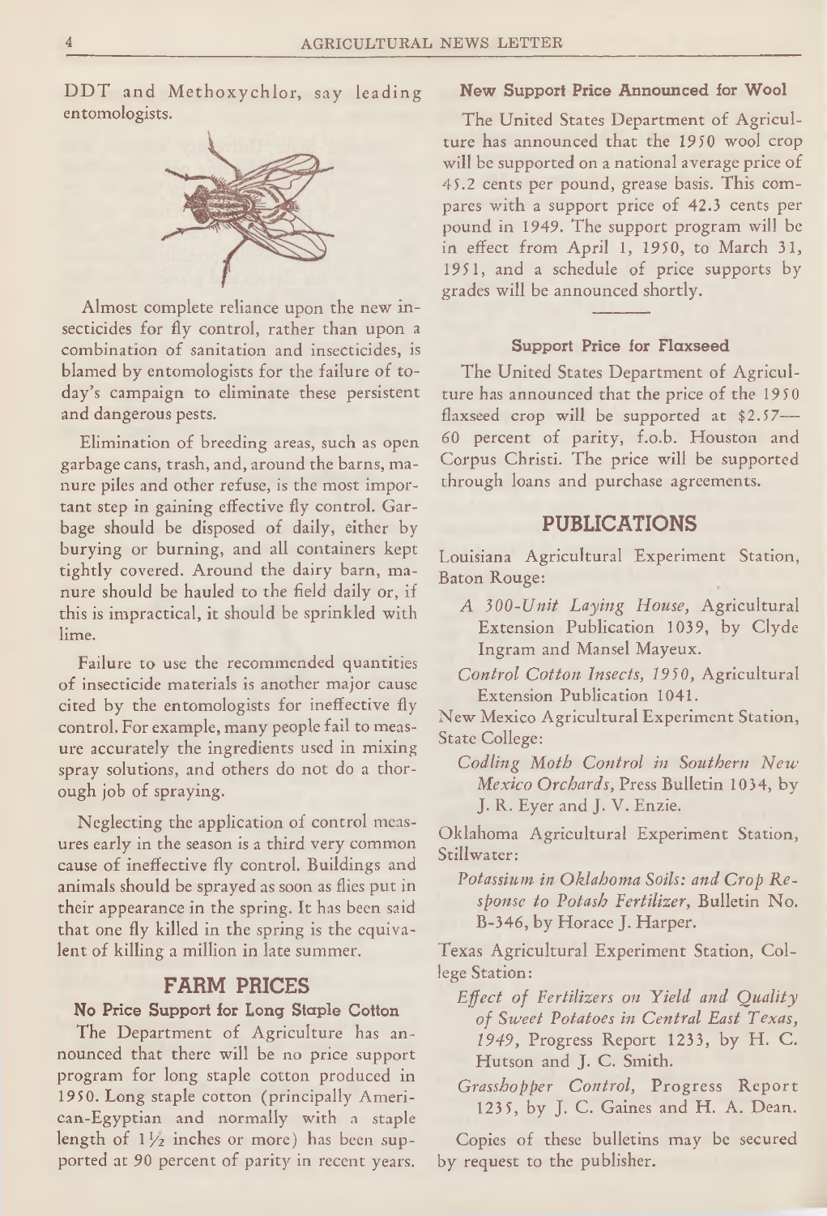DDT and Methoxychlor, say leading entomologists.

Almost complete reliance upon the new insecticides for fly control, rather than upon a combination of sanitation and insecticides, is blamed by entomologists for the failure of today's campaign to eliminate these persistent and dangerous pests.

Elimination of breeding areas, such as open garbage cans, trash, and, around the barns, manure piles and other refuse, is the most important step in gaining effective fly control. Garbage should be disposed of daily, either by burying or burning, and all containers kept tightly covered. Around the dairy barn, manure should be hauled to the field daily or, if this is impractical, it should be sprinkled with lime.

Failure to use the recommended quantities of insecticide materials is another major cause cited by the entomologists for ineffective fly control. For example, many people fail to measure accurately the ingredients used in mixing spray solutions, and others do not do a thorough job of spraying.

Neglecting the application of control measures early in the season is a third very common cause of ineffective fly control. Buildings and animals should be sprayed as soon as flies put in their appearance in the spring. It has been said that one fly killed in the spring is the equivalent of killing a million in late summer.

## FARM PRICES

### No Price Support for Long Staple Cotton

The Department of Agriculture has announced that there will be no price support program for long staple cotton produced in 1950. Long staple cotton (principally American-Egyptian and normally with a staple length of 1½ inches or more) has been supported at 90 percent of parity in recent years.

### New Support Price Announced for Wool

The United States Department of Agriculture has announced that the 1950 wool crop will be supported on a national average price of 45.2 cents per pound, grease basis. This compares with a support price of 42.3 cents per pound in 1949. The support program will be in effect from April 1, 1950, to March 31, 1951, and a schedule of price supports by grades will be announced shortly.

### Support Price for Flaxseed

The United States Department of Agriculture has announced that the price of the 1950 flaxseed crop will be supported at $2.57—60 percent of parity, f.o.b. Houston and Corpus Christi. The price will be supported through loans and purchase agreements.

## PUBLICATIONS

Louisiana Agricultural Experiment Station, Baton Rouge:

- *A 300-Unit Laying House,* Agricultural Extension Publication 1039, by Clyde Ingram and Mansel Mayeux.
- *Control Cotton Insects, 1950,* Agricultural Extension Publication 1041.

New Mexico Agricultural Experiment Station, State College:

- *Codling Moth Control in Southern New Mexico Orchards,* Press Bulletin 1034, by J. R. Eyer and J. V. Enzie.

Oklahoma Agricultural Experiment Station, Stillwater:

- *Potassium in Oklahoma Soils: and Crop Response to Potash Fertilizer,* Bulletin No. B-346, by Horace J. Harper.

Texas Agricultural Experiment Station, College Station:

- *Effect of Fertilizers on Yield and Quality of Sweet Potatoes in Central East Texas, 1949,* Progress Report 1233, by H. C. Hutson and J. C. Smith.
- *Grasshopper Control,* Progress Report 1235, by J. C. Gaines and H. A. Dean.

Copies of these bulletins may be secured by request to the publisher.